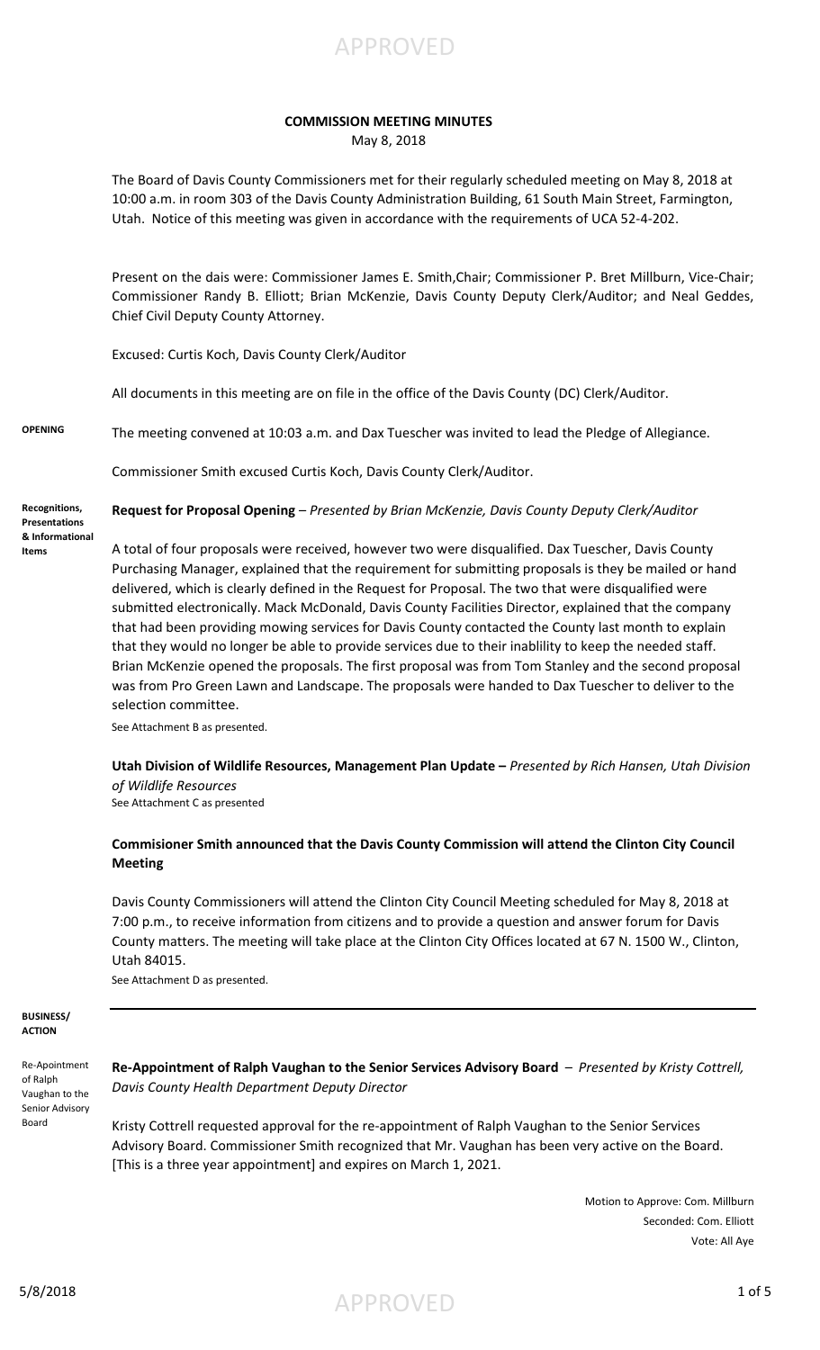APPROVED

# COMMISSION MEETING MINUTES

May 8, 2018

The Board of Davis County Commissioners met for their regularly scheduled meeting on May 8, 2018 at 10:00 a.m. in room 303 of the Davis County Administration Building, 61 South Main Street, Farmington, Utah. Notice of this meeting was given in accordance with the requirements of UCA 52-4-202.

Present on the dais were: Commissioner James E. Smith,Chair; Commissioner P. Bret Millburn, Vice-Chair; Commissioner Randy B. Elliott; Brian McKenzie, Davis County Deputy Clerk/Auditor; and Neal Geddes, Chief Civil Deputy County Attorney.

Excused: Curtis Koch, Davis County Clerk/Auditor

All documents in this meeting are on file in the office of the Davis County (DC) Clerk/Auditor.

**OPENING**

The meeting convened at 10:03 a.m. and Dax Tuescher was invited to lead the Pledge of Allegiance.

Commissioner Smith excused Curtis Koch, Davis County Clerk/Auditor.

**Recognitions, Presentations & Informational Items**

**Request for Proposal Opening** – *Presented by Brian McKenzie, Davis County Deputy Clerk/Auditor*

A total of four proposals were received, however two were disqualified. Dax Tuescher, Davis County Purchasing Manager, explained that the requirement for submitting proposals is they be mailed or hand delivered, which is clearly defined in the Request for Proposal. The two that were disqualified were submitted electronically. Mack McDonald, Davis County Facilities Director, explained that the company that had been providing mowing services for Davis County contacted the County last month to explain that they would no longer be able to provide services due to their inablility to keep the needed staff. Brian McKenzie opened the proposals. The first proposal was from Tom Stanley and the second proposal was from Pro Green Lawn and Landscape. The proposals were handed to Dax Tuescher to deliver to the selection committee.

See Attachment B as presented.

**Utah Division of Wildlife Resources, Management Plan Update –** *Presented by Rich Hansen, Utah Division of Wildlife Resources*

See Attachment C as presented

**Commisioner Smith announced that the Davis County Commission will attend the Clinton City Council Meeting**

Davis County Commissioners will attend the Clinton City Council Meeting scheduled for May 8, 2018 at 7:00 p.m., to receive information from citizens and to provide a question and answer forum for Davis County matters. The meeting will take place at the Clinton City Offices located at 67 N. 1500 W., Clinton, Utah 84015.

See Attachment D as presented.

**BUSINESS/ ACTION**

Re-Apointment of Ralph Vaughan to the Senior Advisory Board

**Re-Appointment of Ralph Vaughan to the Senior Services Advisory Board** – *Presented by Kristy Cottrell, Davis County Health Department Deputy Director*

Kristy Cottrell requested approval for the re-appointment of Ralph Vaughan to the Senior Services Advisory Board. Commissioner Smith recognized that Mr. Vaughan has been very active on the Board. [This is a three year appointment] and expires on March 1, 2021.

Motion to Approve: Com. Millburn
Seconded: Com. Elliott
Vote: All Aye

APPROVED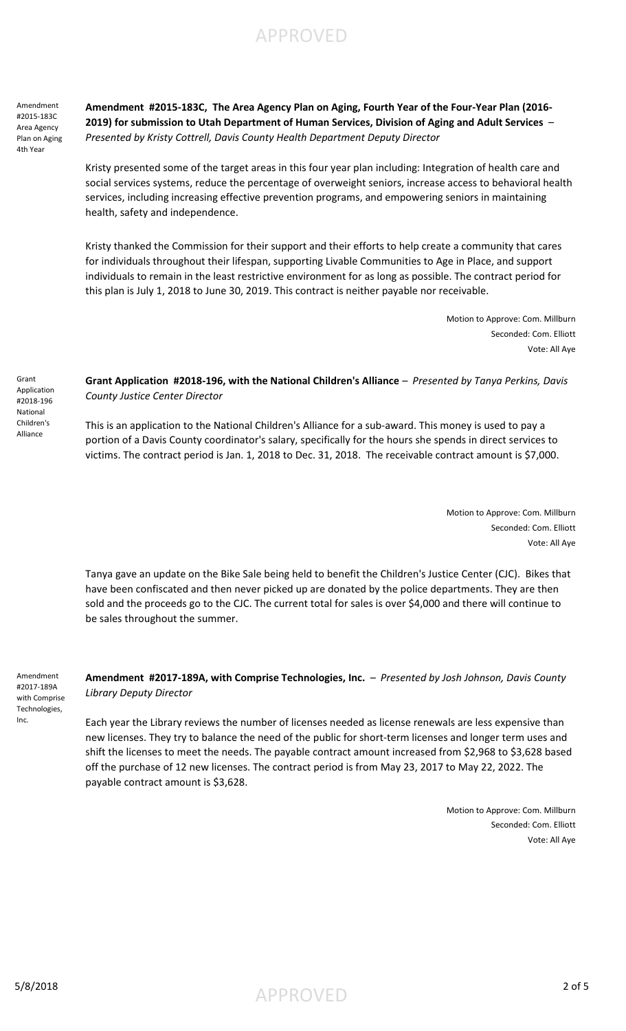Amendment #2015-183C Area Agency Plan on Aging 4th Year

**Amendment #2015-183C, The Area Agency Plan on Aging, Fourth Year of the Four-Year Plan (2016-2019) for submission to Utah Department of Human Services, Division of Aging and Adult Services** – *Presented by Kristy Cottrell, Davis County Health Department Deputy Director*

Kristy presented some of the target areas in this four year plan including: Integration of health care and social services systems, reduce the percentage of overweight seniors, increase access to behavioral health services, including increasing effective prevention programs, and empowering seniors in maintaining health, safety and independence.

Kristy thanked the Commission for their support and their efforts to help create a community that cares for individuals throughout their lifespan, supporting Livable Communities to Age in Place, and support individuals to remain in the least restrictive environment for as long as possible. The contract period for this plan is July 1, 2018 to June 30, 2019. This contract is neither payable nor receivable.

Motion to Approve: Com. Millburn
Seconded: Com. Elliott
Vote: All Aye

Grant Application #2018-196 National Children's Alliance

**Grant Application #2018-196, with the National Children's Alliance** – *Presented by Tanya Perkins, Davis County Justice Center Director*

This is an application to the National Children's Alliance for a sub-award. This money is used to pay a portion of a Davis County coordinator's salary, specifically for the hours she spends in direct services to victims. The contract period is Jan. 1, 2018 to Dec. 31, 2018. The receivable contract amount is $7,000.

Motion to Approve: Com. Millburn
Seconded: Com. Elliott
Vote: All Aye

Tanya gave an update on the Bike Sale being held to benefit the Children's Justice Center (CJC). Bikes that have been confiscated and then never picked up are donated by the police departments. They are then sold and the proceeds go to the CJC. The current total for sales is over $4,000 and there will continue to be sales throughout the summer.

Amendment #2017-189A with Comprise Technologies, Inc.

**Amendment #2017-189A, with Comprise Technologies, Inc.** – *Presented by Josh Johnson, Davis County Library Deputy Director*

Each year the Library reviews the number of licenses needed as license renewals are less expensive than new licenses. They try to balance the need of the public for short-term licenses and longer term uses and shift the licenses to meet the needs. The payable contract amount increased from $2,968 to $3,628 based off the purchase of 12 new licenses. The contract period is from May 23, 2017 to May 22, 2022. The payable contract amount is $3,628.

Motion to Approve: Com. Millburn
Seconded: Com. Elliott
Vote: All Aye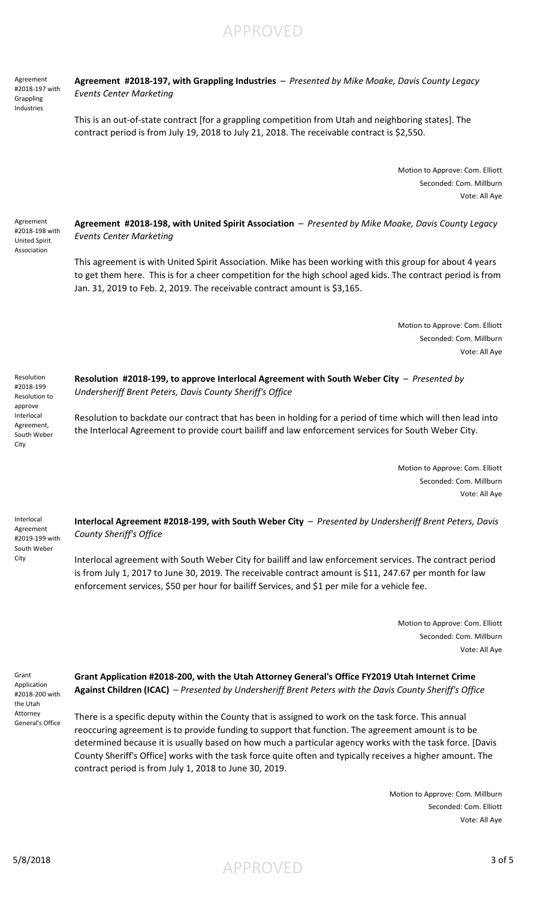Agreement #2018-197 with Grappling Industries

**Agreement #2018-197, with Grappling Industries** – *Presented by Mike Moake, Davis County Legacy Events Center Marketing*

This is an out-of-state contract [for a grappling competition from Utah and neighboring states]. The contract period is from July 19, 2018 to July 21, 2018. The receivable contract is $2,550.

Motion to Approve: Com. Elliott
Seconded: Com. Millburn
Vote: All Aye

Agreement #2018-198 with United Spirit Association

**Agreement #2018-198, with United Spirit Association** – *Presented by Mike Moake, Davis County Legacy Events Center Marketing*

This agreement is with United Spirit Association. Mike has been working with this group for about 4 years to get them here. This is for a cheer competition for the high school aged kids. The contract period is from Jan. 31, 2019 to Feb. 2, 2019. The receivable contract amount is $3,165.

Motion to Approve: Com. Elliott
Seconded: Com. Millburn
Vote: All Aye

Resolution #2018-199 Resolution to approve Interlocal Agreement, South Weber City

**Resolution #2018-199, to approve Interlocal Agreement with South Weber City** – *Presented by Undersheriff Brent Peters, Davis County Sheriff's Office*

Resolution to backdate our contract that has been in holding for a period of time which will then lead into the Interlocal Agreement to provide court bailiff and law enforcement services for South Weber City.

Motion to Approve: Com. Elliott
Seconded: Com. Millburn
Vote: All Aye

Interlocal Agreement #2019-199 with South Weber City

**Interlocal Agreement #2018-199, with South Weber City** – *Presented by Undersheriff Brent Peters, Davis County Sheriff's Office*

Interlocal agreement with South Weber City for bailiff and law enforcement services. The contract period is from July 1, 2017 to June 30, 2019. The receivable contract amount is $11, 247.67 per month for law enforcement services, $50 per hour for bailiff Services, and $1 per mile for a vehicle fee.

Motion to Approve: Com. Elliott
Seconded: Com. Millburn
Vote: All Aye

Grant Application #2018-200 with the Utah Attorney General's Office

**Grant Application #2018-200, with the Utah Attorney General's Office FY2019 Utah Internet Crime Against Children (ICAC)** – *Presented by Undersheriff Brent Peters with the Davis County Sheriff's Office*

There is a specific deputy within the County that is assigned to work on the task force. This annual reoccuring agreement is to provide funding to support that function. The agreement amount is to be determined because it is usually based on how much a particular agency works with the task force. [Davis County Sheriff's Office] works with the task force quite often and typically receives a higher amount. The contract period is from July 1, 2018 to June 30, 2019.

Motion to Approve: Com. Millburn
Seconded: Com. Elliott
Vote: All Aye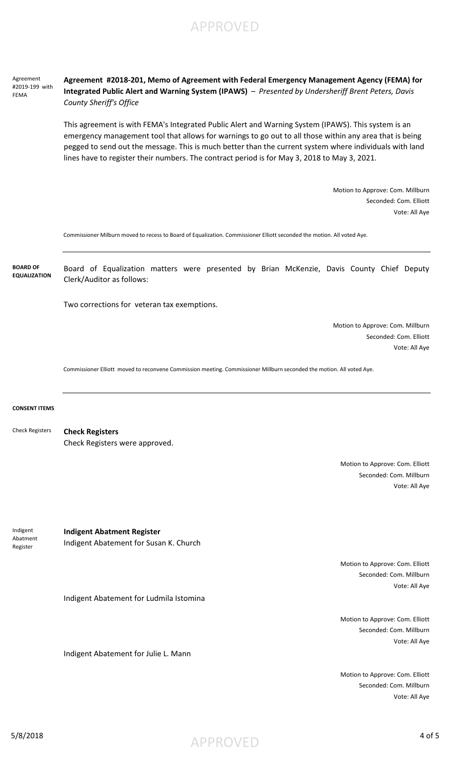Agreement #2019-199 with FEMA

**Agreement #2018-201, Memo of Agreement with Federal Emergency Management Agency (FEMA) for Integrated Public Alert and Warning System (IPAWS)** – *Presented by Undersheriff Brent Peters, Davis County Sheriff's Office*

This agreement is with FEMA's Integrated Public Alert and Warning System (IPAWS). This system is an emergency management tool that allows for warnings to go out to all those within any area that is being pegged to send out the message. This is much better than the current system where individuals with land lines have to register their numbers. The contract period is for May 3, 2018 to May 3, 2021.

Motion to Approve: Com. Millburn
Seconded: Com. Elliott
Vote: All Aye

Commissioner Milburn moved to recess to Board of Equalization. Commissioner Elliott seconded the motion. All voted Aye.

---

**BOARD OF EQUALIZATION**

Board of Equalization matters were presented by Brian McKenzie, Davis County Chief Deputy Clerk/Auditor as follows:

Two corrections for veteran tax exemptions.

Motion to Approve: Com. Millburn
Seconded: Com. Elliott
Vote: All Aye

Commissioner Elliott moved to reconvene Commission meeting. Commissioner Millburn seconded the motion. All voted Aye.

---

**CONSENT ITEMS**

Check Registers

**Check Registers**
Check Registers were approved.

Motion to Approve: Com. Elliott
Seconded: Com. Millburn
Vote: All Aye

Indigent Abatment Register

**Indigent Abatment Register**
Indigent Abatement for Susan K. Church

Motion to Approve: Com. Elliott
Seconded: Com. Millburn
Vote: All Aye

Indigent Abatement for Ludmila Istomina

Motion to Approve: Com. Elliott
Seconded: Com. Millburn
Vote: All Aye

Indigent Abatement for Julie L. Mann

Motion to Approve: Com. Elliott
Seconded: Com. Millburn
Vote: All Aye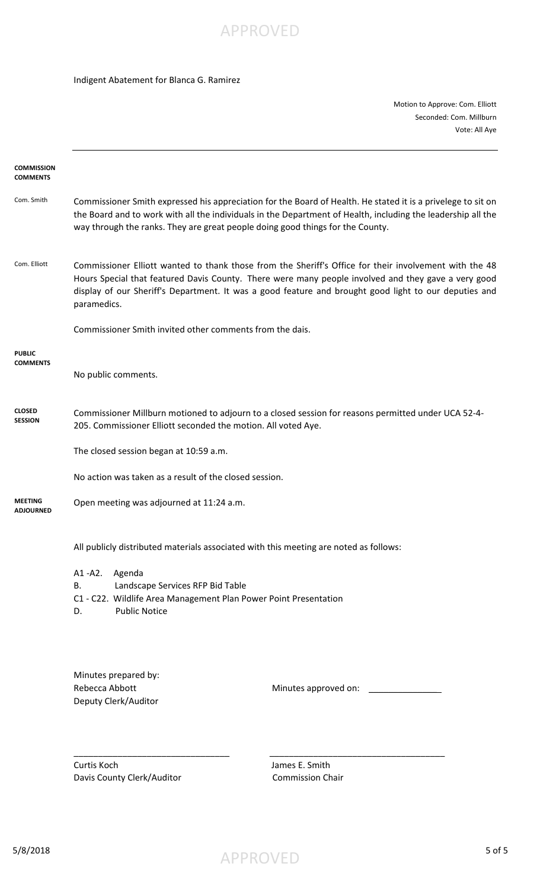Indigent Abatement for Blanca G. Ramirez

Motion to Approve: Com. Elliott
Seconded: Com. Millburn
Vote: All Aye

---

**COMMISSION COMMENTS**

Com. Smith

Commissioner Smith expressed his appreciation for the Board of Health. He stated it is a privelege to sit on the Board and to work with all the individuals in the Department of Health, including the leadership all the way through the ranks. They are great people doing good things for the County.

Com. Elliott

Commissioner Elliott wanted to thank those from the Sheriff's Office for their involvement with the 48 Hours Special that featured Davis County. There were many people involved and they gave a very good display of our Sheriff's Department. It was a good feature and brought good light to our deputies and paramedics.

Commissioner Smith invited other comments from the dais.

**PUBLIC COMMENTS**

No public comments.

**CLOSED SESSION**

Commissioner Millburn motioned to adjourn to a closed session for reasons permitted under UCA 52-4-205. Commissioner Elliott seconded the motion. All voted Aye.

The closed session began at 10:59 a.m.

No action was taken as a result of the closed session.

**MEETING ADJOURNED**

Open meeting was adjourned at 11:24 a.m.

All publicly distributed materials associated with this meeting are noted as follows:

A1 -A2. Agenda
B. Landscape Services RFP Bid Table
C1 - C22. Wildlife Area Management Plan Power Point Presentation
D. Public Notice

Minutes prepared by:
Rebecca Abbott
Deputy Clerk/Auditor

Minutes approved on: ______________

________________________________
Curtis Koch
Davis County Clerk/Auditor

________________________________
James E. Smith
Commission Chair

5/8/2018